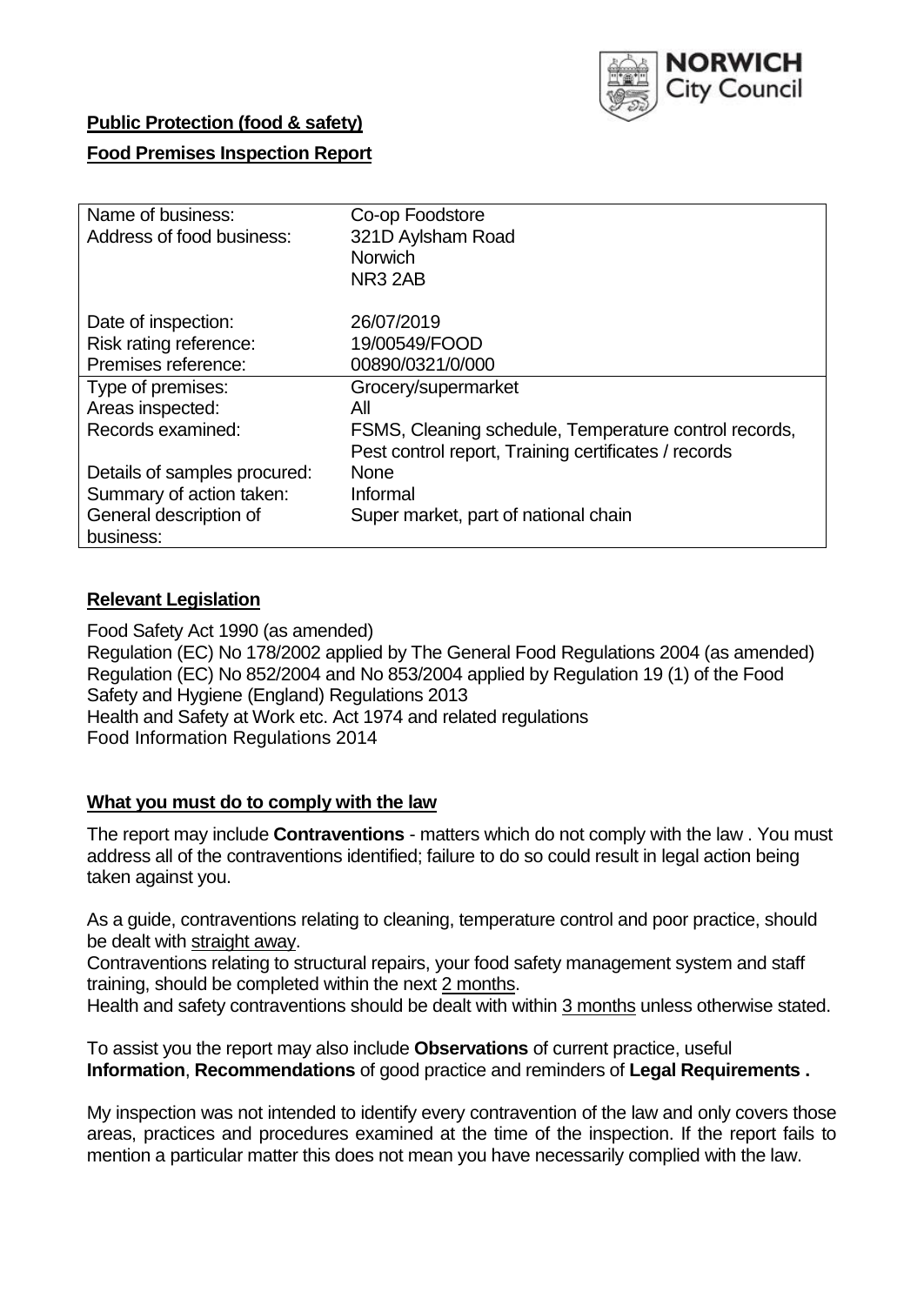**Public Protection (food & safety)**

**Food Premises Inspection Report**

| | |
|---|---|
| Name of business: | Co-op Foodstore |
| Address of food business: | 321D Aylsham Road<br>Norwich<br>NR3 2AB |
| Date of inspection: | 26/07/2019 |
| Risk rating reference: | 19/00549/FOOD |
| Premises reference: | 00890/0321/0/000 |
| Type of premises: | Grocery/supermarket |
| Areas inspected: | All |
| Records examined: | FSMS, Cleaning schedule, Temperature control records, Pest control report, Training certificates / records |
| Details of samples procured: | None |
| Summary of action taken: | Informal |
| General description of business: | Super market, part of national chain |

## Relevant Legislation

Food Safety Act 1990 (as amended)
Regulation (EC) No 178/2002 applied by The General Food Regulations 2004 (as amended)
Regulation (EC) No 852/2004 and No 853/2004 applied by Regulation 19 (1) of the Food Safety and Hygiene (England) Regulations 2013
Health and Safety at Work etc. Act 1974 and related regulations
Food Information Regulations 2014

## What you must do to comply with the law

The report may include **Contraventions** - matters which do not comply with the law . You must address all of the contraventions identified; failure to do so could result in legal action being taken against you.

As a guide, contraventions relating to cleaning, temperature control and poor practice, should be dealt with straight away.
Contraventions relating to structural repairs, your food safety management system and staff training, should be completed within the next 2 months.
Health and safety contraventions should be dealt with within 3 months unless otherwise stated.

To assist you the report may also include **Observations** of current practice, useful **Information**, **Recommendations** of good practice and reminders of **Legal Requirements .**

My inspection was not intended to identify every contravention of the law and only covers those areas, practices and procedures examined at the time of the inspection. If the report fails to mention a particular matter this does not mean you have necessarily complied with the law.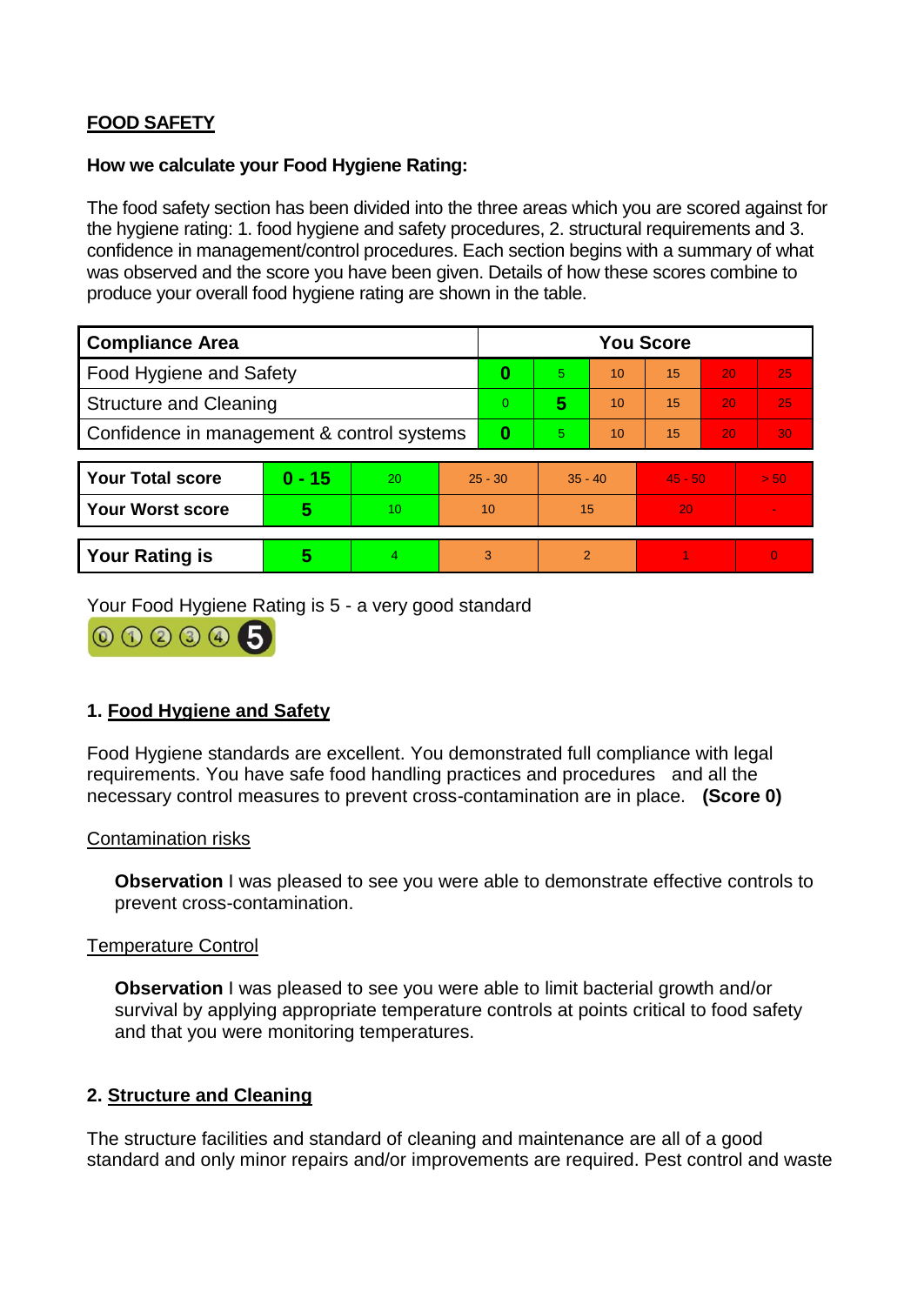**FOOD SAFETY**

**How we calculate your Food Hygiene Rating:**

The food safety section has been divided into the three areas which you are scored against for the hygiene rating: 1. food hygiene and safety procedures, 2. structural requirements and 3. confidence in management/control procedures. Each section begins with a summary of what was observed and the score you have been given. Details of how these scores combine to produce your overall food hygiene rating are shown in the table.

| Compliance Area | You Score | | | | | |
|---|---|---|---|---|---|---|
| Food Hygiene and Safety | **0** | 5 | 10 | 15 | 20 | 25 |
| Structure and Cleaning | 0 | **5** | 10 | 15 | 20 | 25 |
| Confidence in management & control systems | **0** | 5 | 10 | 15 | 20 | 30 |

| | | | | | | |
|---|---|---|---|---|---|---|
| **Your Total score** | **0 - 15** | 20 | 25 - 30 | 35 - 40 | 45 - 50 | > 50 |
| **Your Worst score** | **5** | 10 | 10 | 15 | 20 | - |

| | | | | | | |
|---|---|---|---|---|---|---|
| **Your Rating is** | **5** | 4 | 3 | 2 | 1 | 0 |

Your Food Hygiene Rating is 5 - a very good standard

## 1. Food Hygiene and Safety

Food Hygiene standards are excellent. You demonstrated full compliance with legal requirements. You have safe food handling practices and procedures and all the necessary control measures to prevent cross-contamination are in place. **(Score 0)**

Contamination risks

**Observation** I was pleased to see you were able to demonstrate effective controls to prevent cross-contamination.

Temperature Control

**Observation** I was pleased to see you were able to limit bacterial growth and/or survival by applying appropriate temperature controls at points critical to food safety and that you were monitoring temperatures.

## 2. Structure and Cleaning

The structure facilities and standard of cleaning and maintenance are all of a good standard and only minor repairs and/or improvements are required. Pest control and waste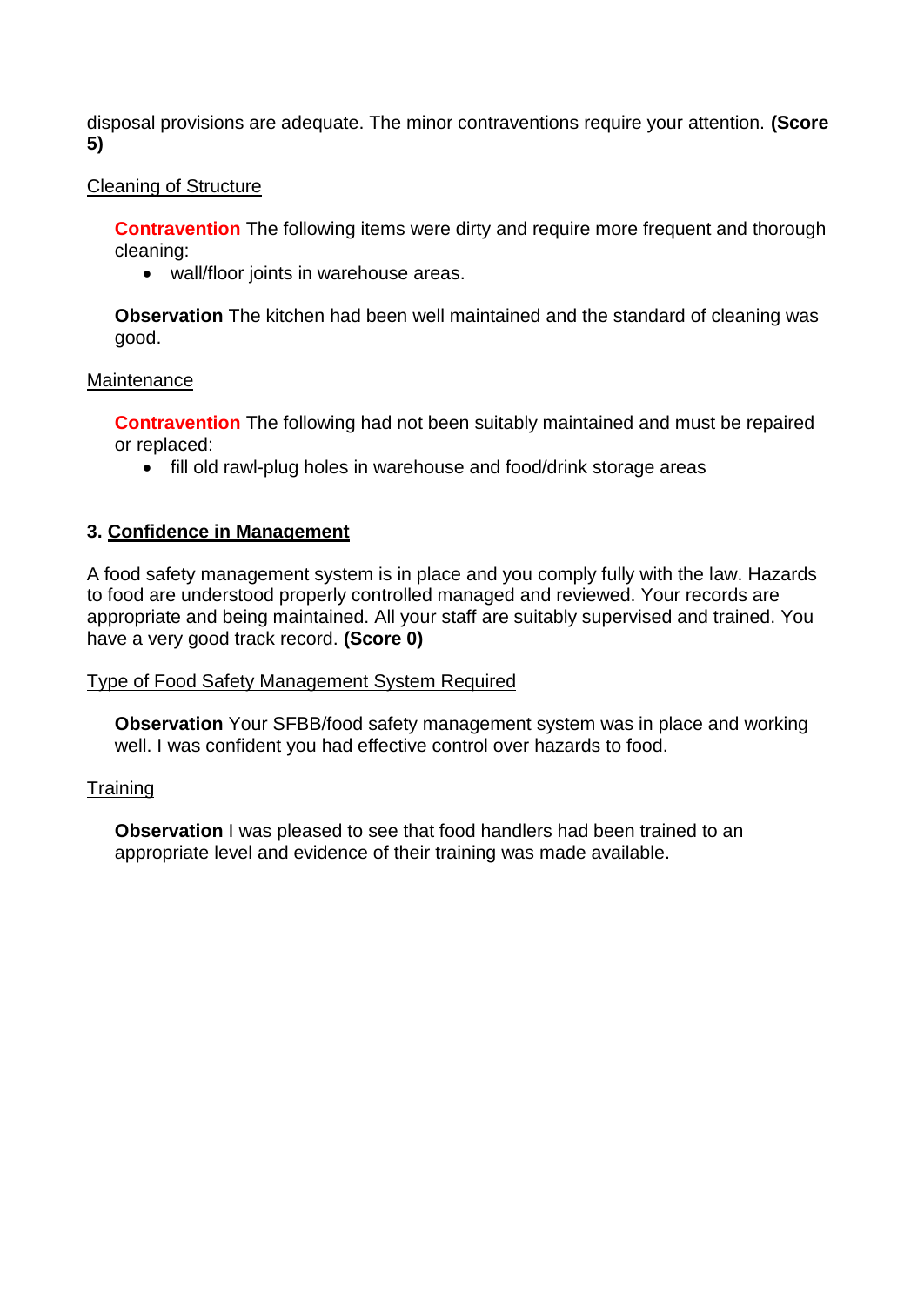disposal provisions are adequate. The minor contraventions require your attention. **(Score 5)**

Cleaning of Structure

**Contravention** The following items were dirty and require more frequent and thorough cleaning:

- wall/floor joints in warehouse areas.

**Observation** The kitchen had been well maintained and the standard of cleaning was good.

Maintenance

**Contravention** The following had not been suitably maintained and must be repaired or replaced:

- fill old rawl-plug holes in warehouse and food/drink storage areas

## 3. Confidence in Management

A food safety management system is in place and you comply fully with the law. Hazards to food are understood properly controlled managed and reviewed. Your records are appropriate and being maintained. All your staff are suitably supervised and trained. You have a very good track record. **(Score 0)**

Type of Food Safety Management System Required

**Observation** Your SFBB/food safety management system was in place and working well. I was confident you had effective control over hazards to food.

Training

**Observation** I was pleased to see that food handlers had been trained to an appropriate level and evidence of their training was made available.